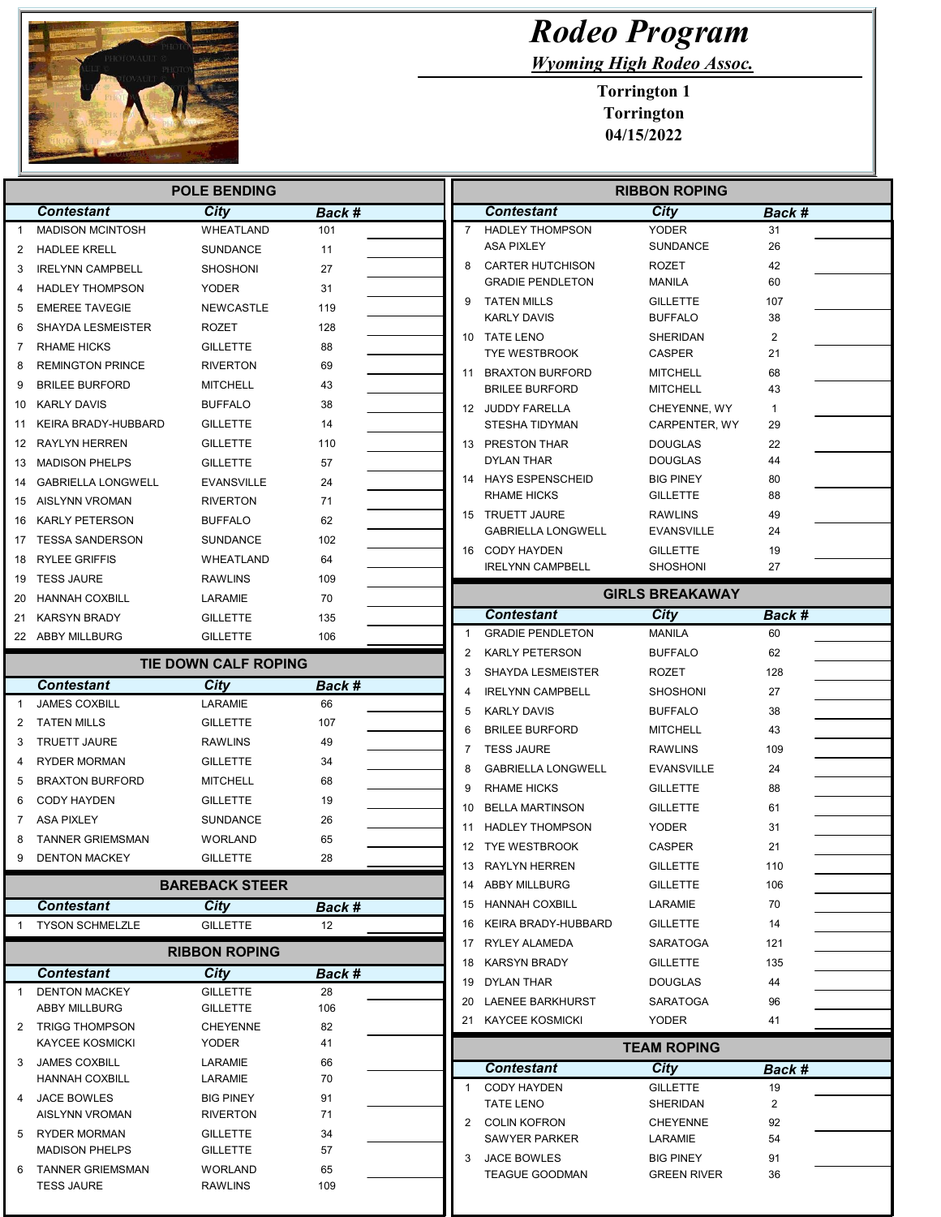# Rodeo Program

*Wyoming High Rodeo Assoc.*

**Torrington 1**
**Torrington**
**04/15/2022**

## POLE BENDING

| | Contestant | City | Back # | |
|---|---|---|---|---|
| 1 | MADISON MCINTOSH | WHEATLAND | 101 | |
| 2 | HADLEE KRELL | SUNDANCE | 11 | |
| 3 | IRELYNN CAMPBELL | SHOSHONI | 27 | |
| 4 | HADLEY THOMPSON | YODER | 31 | |
| 5 | EMEREE TAVEGIE | NEWCASTLE | 119 | |
| 6 | SHAYDA LESMEISTER | ROZET | 128 | |
| 7 | RHAME HICKS | GILLETTE | 88 | |
| 8 | REMINGTON PRINCE | RIVERTON | 69 | |
| 9 | BRILEE BURFORD | MITCHELL | 43 | |
| 10 | KARLY DAVIS | BUFFALO | 38 | |
| 11 | KEIRA BRADY-HUBBARD | GILLETTE | 14 | |
| 12 | RAYLYN HERREN | GILLETTE | 110 | |
| 13 | MADISON PHELPS | GILLETTE | 57 | |
| 14 | GABRIELLA LONGWELL | EVANSVILLE | 24 | |
| 15 | AISLYNN VROMAN | RIVERTON | 71 | |
| 16 | KARLY PETERSON | BUFFALO | 62 | |
| 17 | TESSA SANDERSON | SUNDANCE | 102 | |
| 18 | RYLEE GRIFFIS | WHEATLAND | 64 | |
| 19 | TESS JAURE | RAWLINS | 109 | |
| 20 | HANNAH COXBILL | LARAMIE | 70 | |
| 21 | KARSYN BRADY | GILLETTE | 135 | |
| 22 | ABBY MILLBURG | GILLETTE | 106 | |

## TIE DOWN CALF ROPING

| | Contestant | City | Back # | |
|---|---|---|---|---|
| 1 | JAMES COXBILL | LARAMIE | 66 | |
| 2 | TATEN MILLS | GILLETTE | 107 | |
| 3 | TRUETT JAURE | RAWLINS | 49 | |
| 4 | RYDER MORMAN | GILLETTE | 34 | |
| 5 | BRAXTON BURFORD | MITCHELL | 68 | |
| 6 | CODY HAYDEN | GILLETTE | 19 | |
| 7 | ASA PIXLEY | SUNDANCE | 26 | |
| 8 | TANNER GRIEMSMAN | WORLAND | 65 | |
| 9 | DENTON MACKEY | GILLETTE | 28 | |

## BAREBACK STEER

| | Contestant | City | Back # | |
|---|---|---|---|---|
| 1 | TYSON SCHMELZLE | GILLETTE | 12 | |

## RIBBON ROPING

| | Contestant | City | Back # | |
|---|---|---|---|---|
| 1 | DENTON MACKEY | GILLETTE | 28 | |
| | ABBY MILLBURG | GILLETTE | 106 | |
| 2 | TRIGG THOMPSON | CHEYENNE | 82 | |
| | KAYCEE KOSMICKI | YODER | 41 | |
| 3 | JAMES COXBILL | LARAMIE | 66 | |
| | HANNAH COXBILL | LARAMIE | 70 | |
| 4 | JACE BOWLES | BIG PINEY | 91 | |
| | AISLYNN VROMAN | RIVERTON | 71 | |
| 5 | RYDER MORMAN | GILLETTE | 34 | |
| | MADISON PHELPS | GILLETTE | 57 | |
| 6 | TANNER GRIEMSMAN | WORLAND | 65 | |
| | TESS JAURE | RAWLINS | 109 | |
| 7 | HADLEY THOMPSON | YODER | 31 | |
| | ASA PIXLEY | SUNDANCE | 26 | |
| 8 | CARTER HUTCHISON | ROZET | 42 | |
| | GRADIE PENDLETON | MANILA | 60 | |
| 9 | TATEN MILLS | GILLETTE | 107 | |
| | KARLY DAVIS | BUFFALO | 38 | |
| 10 | TATE LENO | SHERIDAN | 2 | |
| | TYE WESTBROOK | CASPER | 21 | |
| 11 | BRAXTON BURFORD | MITCHELL | 68 | |
| | BRILEE BURFORD | MITCHELL | 43 | |
| 12 | JUDDY FARELLA | CHEYENNE, WY | 1 | |
| | STESHA TIDYMAN | CARPENTER, WY | 29 | |
| 13 | PRESTON THAR | DOUGLAS | 22 | |
| | DYLAN THAR | DOUGLAS | 44 | |
| 14 | HAYS ESPENSCHEID | BIG PINEY | 80 | |
| | RHAME HICKS | GILLETTE | 88 | |
| 15 | TRUETT JAURE | RAWLINS | 49 | |
| | GABRIELLA LONGWELL | EVANSVILLE | 24 | |
| 16 | CODY HAYDEN | GILLETTE | 19 | |
| | IRELYNN CAMPBELL | SHOSHONI | 27 | |

## GIRLS BREAKAWAY

| | Contestant | City | Back # | |
|---|---|---|---|---|
| 1 | GRADIE PENDLETON | MANILA | 60 | |
| 2 | KARLY PETERSON | BUFFALO | 62 | |
| 3 | SHAYDA LESMEISTER | ROZET | 128 | |
| 4 | IRELYNN CAMPBELL | SHOSHONI | 27 | |
| 5 | KARLY DAVIS | BUFFALO | 38 | |
| 6 | BRILEE BURFORD | MITCHELL | 43 | |
| 7 | TESS JAURE | RAWLINS | 109 | |
| 8 | GABRIELLA LONGWELL | EVANSVILLE | 24 | |
| 9 | RHAME HICKS | GILLETTE | 88 | |
| 10 | BELLA MARTINSON | GILLETTE | 61 | |
| 11 | HADLEY THOMPSON | YODER | 31 | |
| 12 | TYE WESTBROOK | CASPER | 21 | |
| 13 | RAYLYN HERREN | GILLETTE | 110 | |
| 14 | ABBY MILLBURG | GILLETTE | 106 | |
| 15 | HANNAH COXBILL | LARAMIE | 70 | |
| 16 | KEIRA BRADY-HUBBARD | GILLETTE | 14 | |
| 17 | RYLEY ALAMEDA | SARATOGA | 121 | |
| 18 | KARSYN BRADY | GILLETTE | 135 | |
| 19 | DYLAN THAR | DOUGLAS | 44 | |
| 20 | LAENEE BARKHURST | SARATOGA | 96 | |
| 21 | KAYCEE KOSMICKI | YODER | 41 | |

## TEAM ROPING

| | Contestant | City | Back # | |
|---|---|---|---|---|
| 1 | CODY HAYDEN | GILLETTE | 19 | |
| | TATE LENO | SHERIDAN | 2 | |
| 2 | COLIN KOFRON | CHEYENNE | 92 | |
| | SAWYER PARKER | LARAMIE | 54 | |
| 3 | JACE BOWLES | BIG PINEY | 91 | |
| | TEAGUE GOODMAN | GREEN RIVER | 36 | |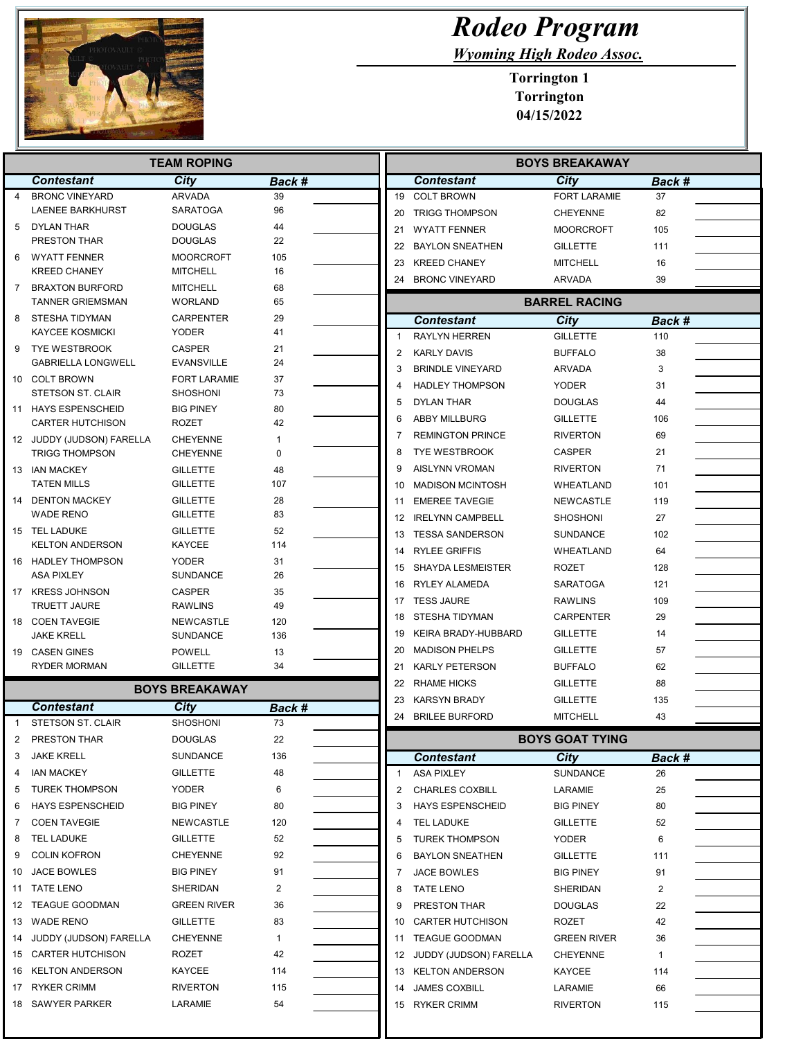# Rodeo Program

## Wyoming High Rodeo Assoc.

**Torrington 1**
**Torrington**
**04/15/2022**

### TEAM ROPING

| | Contestant | City | Back # | |
|---|---|---|---|---|
| 4 | BRONC VINEYARD | ARVADA | 39 | |
| | LAENEE BARKHURST | SARATOGA | 96 | |
| 5 | DYLAN THAR | DOUGLAS | 44 | |
| | PRESTON THAR | DOUGLAS | 22 | |
| 6 | WYATT FENNER | MOORCROFT | 105 | |
| | KREED CHANEY | MITCHELL | 16 | |
| 7 | BRAXTON BURFORD | MITCHELL | 68 | |
| | TANNER GRIEMSMAN | WORLAND | 65 | |
| 8 | STESHA TIDYMAN | CARPENTER | 29 | |
| | KAYCEE KOSMICKI | YODER | 41 | |
| 9 | TYE WESTBROOK | CASPER | 21 | |
| | GABRIELLA LONGWELL | EVANSVILLE | 24 | |
| 10 | COLT BROWN | FORT LARAMIE | 37 | |
| | STETSON ST. CLAIR | SHOSHONI | 73 | |
| 11 | HAYS ESPENSCHEID | BIG PINEY | 80 | |
| | CARTER HUTCHISON | ROZET | 42 | |
| 12 | JUDDY (JUDSON) FARELLA | CHEYENNE | 1 | |
| | TRIGG THOMPSON | CHEYENNE | 0 | |
| 13 | IAN MACKEY | GILLETTE | 48 | |
| | TATEN MILLS | GILLETTE | 107 | |
| 14 | DENTON MACKEY | GILLETTE | 28 | |
| | WADE RENO | GILLETTE | 83 | |
| 15 | TEL LADUKE | GILLETTE | 52 | |
| | KELTON ANDERSON | KAYCEE | 114 | |
| 16 | HADLEY THOMPSON | YODER | 31 | |
| | ASA PIXLEY | SUNDANCE | 26 | |
| 17 | KRESS JOHNSON | CASPER | 35 | |
| | TRUETT JAURE | RAWLINS | 49 | |
| 18 | COEN TAVEGIE | NEWCASTLE | 120 | |
| | JAKE KRELL | SUNDANCE | 136 | |
| 19 | CASEN GINES | POWELL | 13 | |
| | RYDER MORMAN | GILLETTE | 34 | |

### BOYS BREAKAWAY

| | Contestant | City | Back # | |
|---|---|---|---|---|
| 1 | STETSON ST. CLAIR | SHOSHONI | 73 | |
| 2 | PRESTON THAR | DOUGLAS | 22 | |
| 3 | JAKE KRELL | SUNDANCE | 136 | |
| 4 | IAN MACKEY | GILLETTE | 48 | |
| 5 | TUREK THOMPSON | YODER | 6 | |
| 6 | HAYS ESPENSCHEID | BIG PINEY | 80 | |
| 7 | COEN TAVEGIE | NEWCASTLE | 120 | |
| 8 | TEL LADUKE | GILLETTE | 52 | |
| 9 | COLIN KOFRON | CHEYENNE | 92 | |
| 10 | JACE BOWLES | BIG PINEY | 91 | |
| 11 | TATE LENO | SHERIDAN | 2 | |
| 12 | TEAGUE GOODMAN | GREEN RIVER | 36 | |
| 13 | WADE RENO | GILLETTE | 83 | |
| 14 | JUDDY (JUDSON) FARELLA | CHEYENNE | 1 | |
| 15 | CARTER HUTCHISON | ROZET | 42 | |
| 16 | KELTON ANDERSON | KAYCEE | 114 | |
| 17 | RYKER CRIMM | RIVERTON | 115 | |
| 18 | SAWYER PARKER | LARAMIE | 54 | |
| 19 | COLT BROWN | FORT LARAMIE | 37 | |
| 20 | TRIGG THOMPSON | CHEYENNE | 82 | |
| 21 | WYATT FENNER | MOORCROFT | 105 | |
| 22 | BAYLON SNEATHEN | GILLETTE | 111 | |
| 23 | KREED CHANEY | MITCHELL | 16 | |
| 24 | BRONC VINEYARD | ARVADA | 39 | |

### BARREL RACING

| | Contestant | City | Back # | |
|---|---|---|---|---|
| 1 | RAYLYN HERREN | GILLETTE | 110 | |
| 2 | KARLY DAVIS | BUFFALO | 38 | |
| 3 | BRINDLE VINEYARD | ARVADA | 3 | |
| 4 | HADLEY THOMPSON | YODER | 31 | |
| 5 | DYLAN THAR | DOUGLAS | 44 | |
| 6 | ABBY MILLBURG | GILLETTE | 106 | |
| 7 | REMINGTON PRINCE | RIVERTON | 69 | |
| 8 | TYE WESTBROOK | CASPER | 21 | |
| 9 | AISLYNN VROMAN | RIVERTON | 71 | |
| 10 | MADISON MCINTOSH | WHEATLAND | 101 | |
| 11 | EMEREE TAVEGIE | NEWCASTLE | 119 | |
| 12 | IRELYNN CAMPBELL | SHOSHONI | 27 | |
| 13 | TESSA SANDERSON | SUNDANCE | 102 | |
| 14 | RYLEE GRIFFIS | WHEATLAND | 64 | |
| 15 | SHAYDA LESMEISTER | ROZET | 128 | |
| 16 | RYLEY ALAMEDA | SARATOGA | 121 | |
| 17 | TESS JAURE | RAWLINS | 109 | |
| 18 | STESHA TIDYMAN | CARPENTER | 29 | |
| 19 | KEIRA BRADY-HUBBARD | GILLETTE | 14 | |
| 20 | MADISON PHELPS | GILLETTE | 57 | |
| 21 | KARLY PETERSON | BUFFALO | 62 | |
| 22 | RHAME HICKS | GILLETTE | 88 | |
| 23 | KARSYN BRADY | GILLETTE | 135 | |
| 24 | BRILEE BURFORD | MITCHELL | 43 | |

### BOYS GOAT TYING

| | Contestant | City | Back # | |
|---|---|---|---|---|
| 1 | ASA PIXLEY | SUNDANCE | 26 | |
| 2 | CHARLES COXBILL | LARAMIE | 25 | |
| 3 | HAYS ESPENSCHEID | BIG PINEY | 80 | |
| 4 | TEL LADUKE | GILLETTE | 52 | |
| 5 | TUREK THOMPSON | YODER | 6 | |
| 6 | BAYLON SNEATHEN | GILLETTE | 111 | |
| 7 | JACE BOWLES | BIG PINEY | 91 | |
| 8 | TATE LENO | SHERIDAN | 2 | |
| 9 | PRESTON THAR | DOUGLAS | 22 | |
| 10 | CARTER HUTCHISON | ROZET | 42 | |
| 11 | TEAGUE GOODMAN | GREEN RIVER | 36 | |
| 12 | JUDDY (JUDSON) FARELLA | CHEYENNE | 1 | |
| 13 | KELTON ANDERSON | KAYCEE | 114 | |
| 14 | JAMES COXBILL | LARAMIE | 66 | |
| 15 | RYKER CRIMM | RIVERTON | 115 | |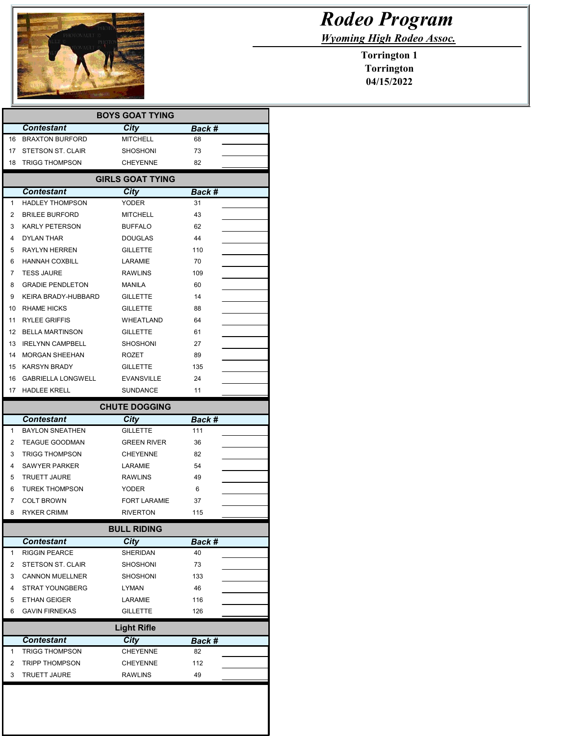# Rodeo Program

*Wyoming High Rodeo Assoc.*

**Torrington 1**
**Torrington**
**04/15/2022**

## BOYS GOAT TYING

| | Contestant | City | Back # | |
|---|---|---|---|---|
| 16 | BRAXTON BURFORD | MITCHELL | 68 | |
| 17 | STETSON ST. CLAIR | SHOSHONI | 73 | |
| 18 | TRIGG THOMPSON | CHEYENNE | 82 | |

## GIRLS GOAT TYING

| | Contestant | City | Back # | |
|---|---|---|---|---|
| 1 | HADLEY THOMPSON | YODER | 31 | |
| 2 | BRILEE BURFORD | MITCHELL | 43 | |
| 3 | KARLY PETERSON | BUFFALO | 62 | |
| 4 | DYLAN THAR | DOUGLAS | 44 | |
| 5 | RAYLYN HERREN | GILLETTE | 110 | |
| 6 | HANNAH COXBILL | LARAMIE | 70 | |
| 7 | TESS JAURE | RAWLINS | 109 | |
| 8 | GRADIE PENDLETON | MANILA | 60 | |
| 9 | KEIRA BRADY-HUBBARD | GILLETTE | 14 | |
| 10 | RHAME HICKS | GILLETTE | 88 | |
| 11 | RYLEE GRIFFIS | WHEATLAND | 64 | |
| 12 | BELLA MARTINSON | GILLETTE | 61 | |
| 13 | IRELYNN CAMPBELL | SHOSHONI | 27 | |
| 14 | MORGAN SHEEHAN | ROZET | 89 | |
| 15 | KARSYN BRADY | GILLETTE | 135 | |
| 16 | GABRIELLA LONGWELL | EVANSVILLE | 24 | |
| 17 | HADLEE KRELL | SUNDANCE | 11 | |

## CHUTE DOGGING

| | Contestant | City | Back # | |
|---|---|---|---|---|
| 1 | BAYLON SNEATHEN | GILLETTE | 111 | |
| 2 | TEAGUE GOODMAN | GREEN RIVER | 36 | |
| 3 | TRIGG THOMPSON | CHEYENNE | 82 | |
| 4 | SAWYER PARKER | LARAMIE | 54 | |
| 5 | TRUETT JAURE | RAWLINS | 49 | |
| 6 | TUREK THOMPSON | YODER | 6 | |
| 7 | COLT BROWN | FORT LARAMIE | 37 | |
| 8 | RYKER CRIMM | RIVERTON | 115 | |

## BULL RIDING

| | Contestant | City | Back # | |
|---|---|---|---|---|
| 1 | RIGGIN PEARCE | SHERIDAN | 40 | |
| 2 | STETSON ST. CLAIR | SHOSHONI | 73 | |
| 3 | CANNON MUELLNER | SHOSHONI | 133 | |
| 4 | STRAT YOUNGBERG | LYMAN | 46 | |
| 5 | ETHAN GEIGER | LARAMIE | 116 | |
| 6 | GAVIN FIRNEKAS | GILLETTE | 126 | |

## Light Rifle

| | Contestant | City | Back # | |
|---|---|---|---|---|
| 1 | TRIGG THOMPSON | CHEYENNE | 82 | |
| 2 | TRIPP THOMPSON | CHEYENNE | 112 | |
| 3 | TRUETT JAURE | RAWLINS | 49 | |